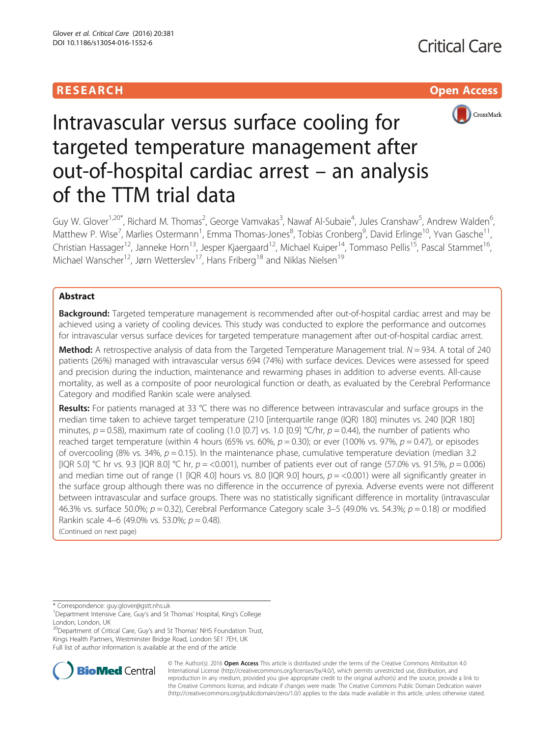RESEARCH

Open Access

# Intravascular versus surface cooling for targeted temperature management after out-of-hospital cardiac arrest – an analysis of the TTM trial data

Guy W. Glover[1,20*], Richard M. Thomas[2], George Vamvakas[3], Nawaf Al-Subaie[4], Jules Cranshaw[5], Andrew Walden[6], Matthew P. Wise[7], Marlies Ostermann[1], Emma Thomas-Jones[8], Tobias Cronberg[9], David Erlinge[10], Yvan Gasche[11], Christian Hassager[12], Janneke Horn[13], Jesper Kjaergaard[12], Michael Kuiper[14], Tommaso Pellis[15], Pascal Stammet[16], Michael Wanscher[12], Jørn Wetterslev[17], Hans Friberg[18] and Niklas Nielsen[19]

## Abstract

**Background:** Targeted temperature management is recommended after out-of-hospital cardiac arrest and may be achieved using a variety of cooling devices. This study was conducted to explore the performance and outcomes for intravascular versus surface devices for targeted temperature management after out-of-hospital cardiac arrest.

**Method:** A retrospective analysis of data from the Targeted Temperature Management trial. $N = 934$. A total of 240 patients (26%) managed with intravascular versus 694 (74%) with surface devices. Devices were assessed for speed and precision during the induction, maintenance and rewarming phases in addition to adverse events. All-cause mortality, as well as a composite of poor neurological function or death, as evaluated by the Cerebral Performance Category and modified Rankin scale were analysed.

**Results:** For patients managed at 33 °C there was no difference between intravascular and surface groups in the median time taken to achieve target temperature (210 [interquartile range (IQR) 180] minutes vs. 240 [IQR 180] minutes, $p = 0.58$), maximum rate of cooling (1.0 [0.7] vs. 1.0 [0.9] °C/hr, $p = 0.44$), the number of patients who reached target temperature (within 4 hours (65% vs. 60%, $p = 0.30$); or ever (100% vs. 97%, $p = 0.47$), or episodes of overcooling (8% vs. 34%, $p = 0.15$). In the maintenance phase, cumulative temperature deviation (median 3.2 [IQR 5.0] °C hr vs. 9.3 [IQR 8.0] °C hr, $p = <0.001$), number of patients ever out of range (57.0% vs. 91.5%, $p = 0.006$) and median time out of range (1 [IQR 4.0] hours vs. 8.0 [IQR 9.0] hours, $p = <0.001$) were all significantly greater in the surface group although there was no difference in the occurrence of pyrexia. Adverse events were not different between intravascular and surface groups. There was no statistically significant difference in mortality (intravascular 46.3% vs. surface 50.0%; $p = 0.32$), Cerebral Performance Category scale 3–5 (49.0% vs. 54.3%; $p = 0.18$) or modified Rankin scale 4–6 (49.0% vs. 53.0%; $p = 0.48$).

(Continued on next page)

\* Correspondence: guy.glover@gstt.nhs.uk

[1]Department Intensive Care, Guy's and St Thomas' Hospital, King's College London, London, UK

[20]Department of Critical Care, Guy's and St Thomas' NHS Foundation Trust, Kings Health Partners, Westminster Bridge Road, London SE1 7EH, UK

Full list of author information is available at the end of the article

© The Author(s). 2016 **Open Access** This article is distributed under the terms of the Creative Commons Attribution 4.0 International License (http://creativecommons.org/licenses/by/4.0/), which permits unrestricted use, distribution, and reproduction in any medium, provided you give appropriate credit to the original author(s) and the source, provide a link to the Creative Commons license, and indicate if changes were made. The Creative Commons Public Domain Dedication waiver (http://creativecommons.org/publicdomain/zero/1.0/) applies to the data made available in this article, unless otherwise stated.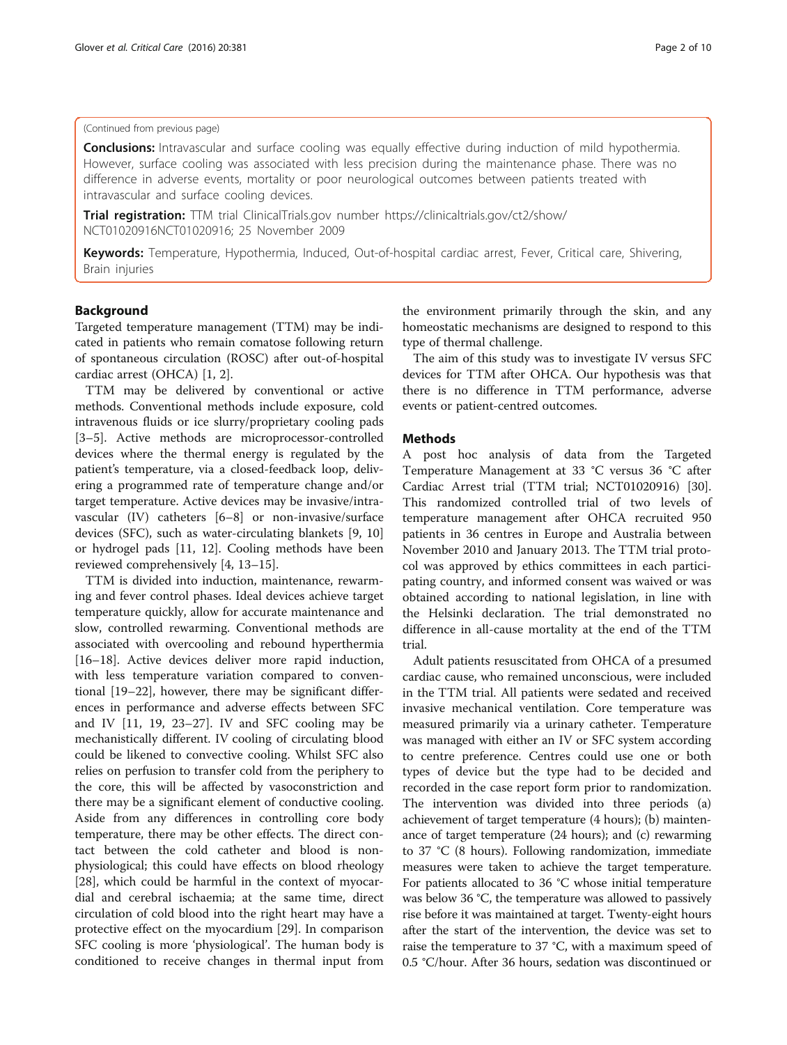(Continued from previous page)

**Conclusions:** Intravascular and surface cooling was equally effective during induction of mild hypothermia. However, surface cooling was associated with less precision during the maintenance phase. There was no difference in adverse events, mortality or poor neurological outcomes between patients treated with intravascular and surface cooling devices.

**Trial registration:** TTM trial ClinicalTrials.gov number https://clinicaltrials.gov/ct2/show/NCT01020916NCT01020916; 25 November 2009

**Keywords:** Temperature, Hypothermia, Induced, Out-of-hospital cardiac arrest, Fever, Critical care, Shivering, Brain injuries

## Background

Targeted temperature management (TTM) may be indicated in patients who remain comatose following return of spontaneous circulation (ROSC) after out-of-hospital cardiac arrest (OHCA) [1, 2].

TTM may be delivered by conventional or active methods. Conventional methods include exposure, cold intravenous fluids or ice slurry/proprietary cooling pads [3–5]. Active methods are microprocessor-controlled devices where the thermal energy is regulated by the patient's temperature, via a closed-feedback loop, delivering a programmed rate of temperature change and/or target temperature. Active devices may be invasive/intravascular (IV) catheters [6–8] or non-invasive/surface devices (SFC), such as water-circulating blankets [9, 10] or hydrogel pads [11, 12]. Cooling methods have been reviewed comprehensively [4, 13–15].

TTM is divided into induction, maintenance, rewarming and fever control phases. Ideal devices achieve target temperature quickly, allow for accurate maintenance and slow, controlled rewarming. Conventional methods are associated with overcooling and rebound hyperthermia [16–18]. Active devices deliver more rapid induction, with less temperature variation compared to conventional [19–22], however, there may be significant differences in performance and adverse effects between SFC and IV [11, 19, 23–27]. IV and SFC cooling may be mechanistically different. IV cooling of circulating blood could be likened to convective cooling. Whilst SFC also relies on perfusion to transfer cold from the periphery to the core, this will be affected by vasoconstriction and there may be a significant element of conductive cooling. Aside from any differences in controlling core body temperature, there may be other effects. The direct contact between the cold catheter and blood is non-physiological; this could have effects on blood rheology [28], which could be harmful in the context of myocardial and cerebral ischaemia; at the same time, direct circulation of cold blood into the right heart may have a protective effect on the myocardium [29]. In comparison SFC cooling is more 'physiological'. The human body is conditioned to receive changes in thermal input from the environment primarily through the skin, and any homeostatic mechanisms are designed to respond to this type of thermal challenge.

The aim of this study was to investigate IV versus SFC devices for TTM after OHCA. Our hypothesis was that there is no difference in TTM performance, adverse events or patient-centred outcomes.

## Methods

A post hoc analysis of data from the Targeted Temperature Management at 33 °C versus 36 °C after Cardiac Arrest trial (TTM trial; NCT01020916) [30]. This randomized controlled trial of two levels of temperature management after OHCA recruited 950 patients in 36 centres in Europe and Australia between November 2010 and January 2013. The TTM trial protocol was approved by ethics committees in each participating country, and informed consent was waived or was obtained according to national legislation, in line with the Helsinki declaration. The trial demonstrated no difference in all-cause mortality at the end of the TTM trial.

Adult patients resuscitated from OHCA of a presumed cardiac cause, who remained unconscious, were included in the TTM trial. All patients were sedated and received invasive mechanical ventilation. Core temperature was measured primarily via a urinary catheter. Temperature was managed with either an IV or SFC system according to centre preference. Centres could use one or both types of device but the type had to be decided and recorded in the case report form prior to randomization. The intervention was divided into three periods (a) achievement of target temperature (4 hours); (b) maintenance of target temperature (24 hours); and (c) rewarming to 37 °C (8 hours). Following randomization, immediate measures were taken to achieve the target temperature. For patients allocated to 36 °C whose initial temperature was below 36 °C, the temperature was allowed to passively rise before it was maintained at target. Twenty-eight hours after the start of the intervention, the device was set to raise the temperature to 37 °C, with a maximum speed of 0.5 °C/hour. After 36 hours, sedation was discontinued or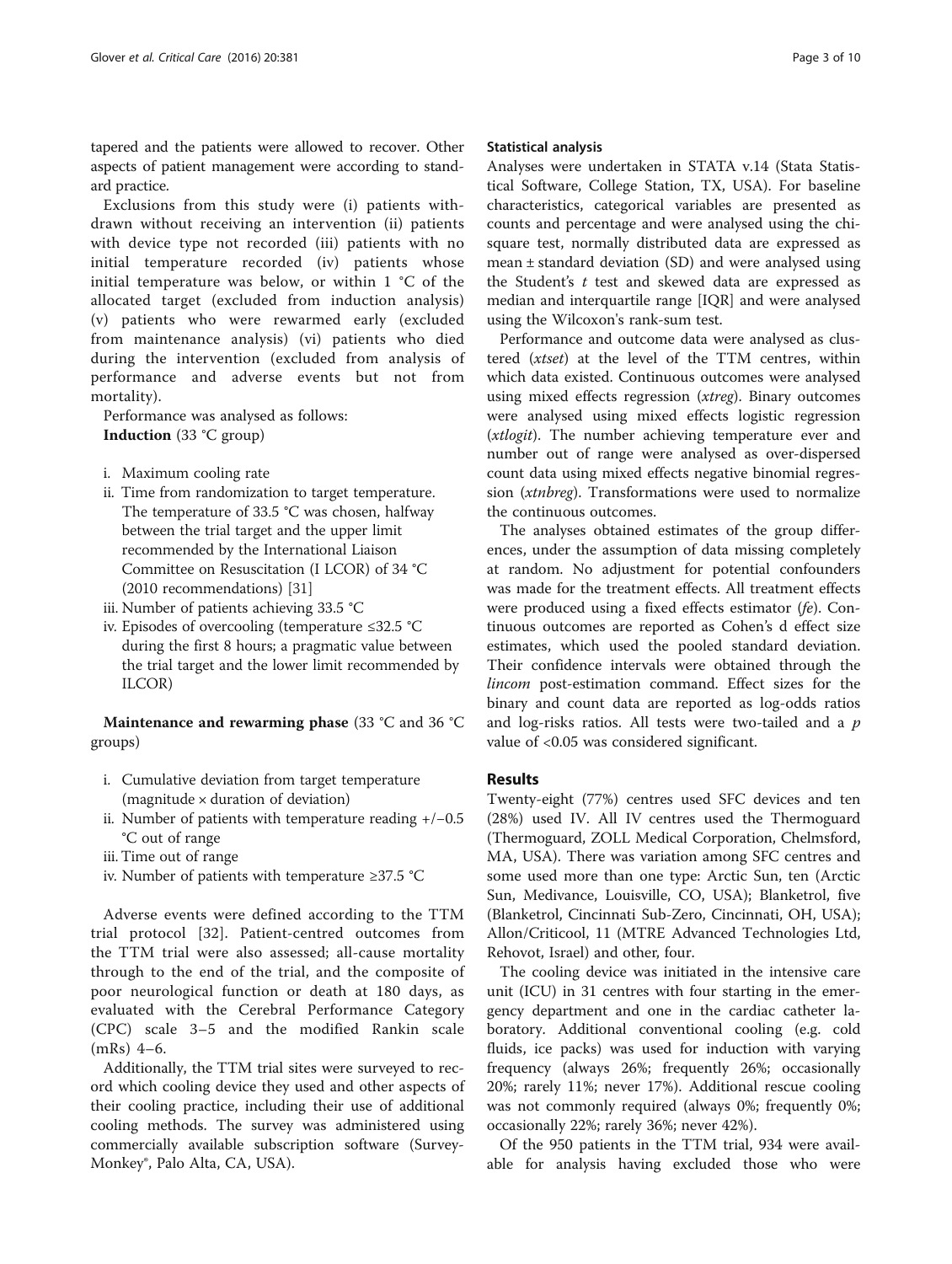tapered and the patients were allowed to recover. Other aspects of patient management were according to standard practice.

Exclusions from this study were (i) patients withdrawn without receiving an intervention (ii) patients with device type not recorded (iii) patients with no initial temperature recorded (iv) patients whose initial temperature was below, or within 1 °C of the allocated target (excluded from induction analysis) (v) patients who were rewarmed early (excluded from maintenance analysis) (vi) patients who died during the intervention (excluded from analysis of performance and adverse events but not from mortality).

Performance was analysed as follows:

**Induction** (33 °C group)

i. Maximum cooling rate
ii. Time from randomization to target temperature. The temperature of 33.5 °C was chosen, halfway between the trial target and the upper limit recommended by the International Liaison Committee on Resuscitation (I LCOR) of 34 °C (2010 recommendations) [31]
iii. Number of patients achieving 33.5 °C
iv. Episodes of overcooling (temperature ≤32.5 °C during the first 8 hours; a pragmatic value between the trial target and the lower limit recommended by ILCOR)

**Maintenance and rewarming phase** (33 °C and 36 °C groups)

i. Cumulative deviation from target temperature (magnitude × duration of deviation)
ii. Number of patients with temperature reading +/−0.5 °C out of range
iii. Time out of range
iv. Number of patients with temperature ≥37.5 °C

Adverse events were defined according to the TTM trial protocol [32]. Patient-centred outcomes from the TTM trial were also assessed; all-cause mortality through to the end of the trial, and the composite of poor neurological function or death at 180 days, as evaluated with the Cerebral Performance Category (CPC) scale 3–5 and the modified Rankin scale (mRs) 4–6.

Additionally, the TTM trial sites were surveyed to record which cooling device they used and other aspects of their cooling practice, including their use of additional cooling methods. The survey was administered using commercially available subscription software (SurveyMonkey®, Palo Alta, CA, USA).

### Statistical analysis

Analyses were undertaken in STATA v.14 (Stata Statistical Software, College Station, TX, USA). For baseline characteristics, categorical variables are presented as counts and percentage and were analysed using the chi-square test, normally distributed data are expressed as mean ± standard deviation (SD) and were analysed using the Student's *t* test and skewed data are expressed as median and interquartile range [IQR] and were analysed using the Wilcoxon's rank-sum test.

Performance and outcome data were analysed as clustered (*xtset*) at the level of the TTM centres, within which data existed. Continuous outcomes were analysed using mixed effects regression (*xtreg*). Binary outcomes were analysed using mixed effects logistic regression (*xtlogit*). The number achieving temperature ever and number out of range were analysed as over-dispersed count data using mixed effects negative binomial regression (*xtnbreg*). Transformations were used to normalize the continuous outcomes.

The analyses obtained estimates of the group differences, under the assumption of data missing completely at random. No adjustment for potential confounders was made for the treatment effects. All treatment effects were produced using a fixed effects estimator (*fe*). Continuous outcomes are reported as Cohen's d effect size estimates, which used the pooled standard deviation. Their confidence intervals were obtained through the *lincom* post-estimation command. Effect sizes for the binary and count data are reported as log-odds ratios and log-risks ratios. All tests were two-tailed and a $p$ value of <0.05 was considered significant.

## Results

Twenty-eight (77%) centres used SFC devices and ten (28%) used IV. All IV centres used the Thermoguard (Thermoguard, ZOLL Medical Corporation, Chelmsford, MA, USA). There was variation among SFC centres and some used more than one type: Arctic Sun, ten (Arctic Sun, Medivance, Louisville, CO, USA); Blanketrol, five (Blanketrol, Cincinnati Sub-Zero, Cincinnati, OH, USA); Allon/Criticool, 11 (MTRE Advanced Technologies Ltd, Rehovot, Israel) and other, four.

The cooling device was initiated in the intensive care unit (ICU) in 31 centres with four starting in the emergency department and one in the cardiac catheter laboratory. Additional conventional cooling (e.g. cold fluids, ice packs) was used for induction with varying frequency (always 26%; frequently 26%; occasionally 20%; rarely 11%; never 17%). Additional rescue cooling was not commonly required (always 0%; frequently 0%; occasionally 22%; rarely 36%; never 42%).

Of the 950 patients in the TTM trial, 934 were available for analysis having excluded those who were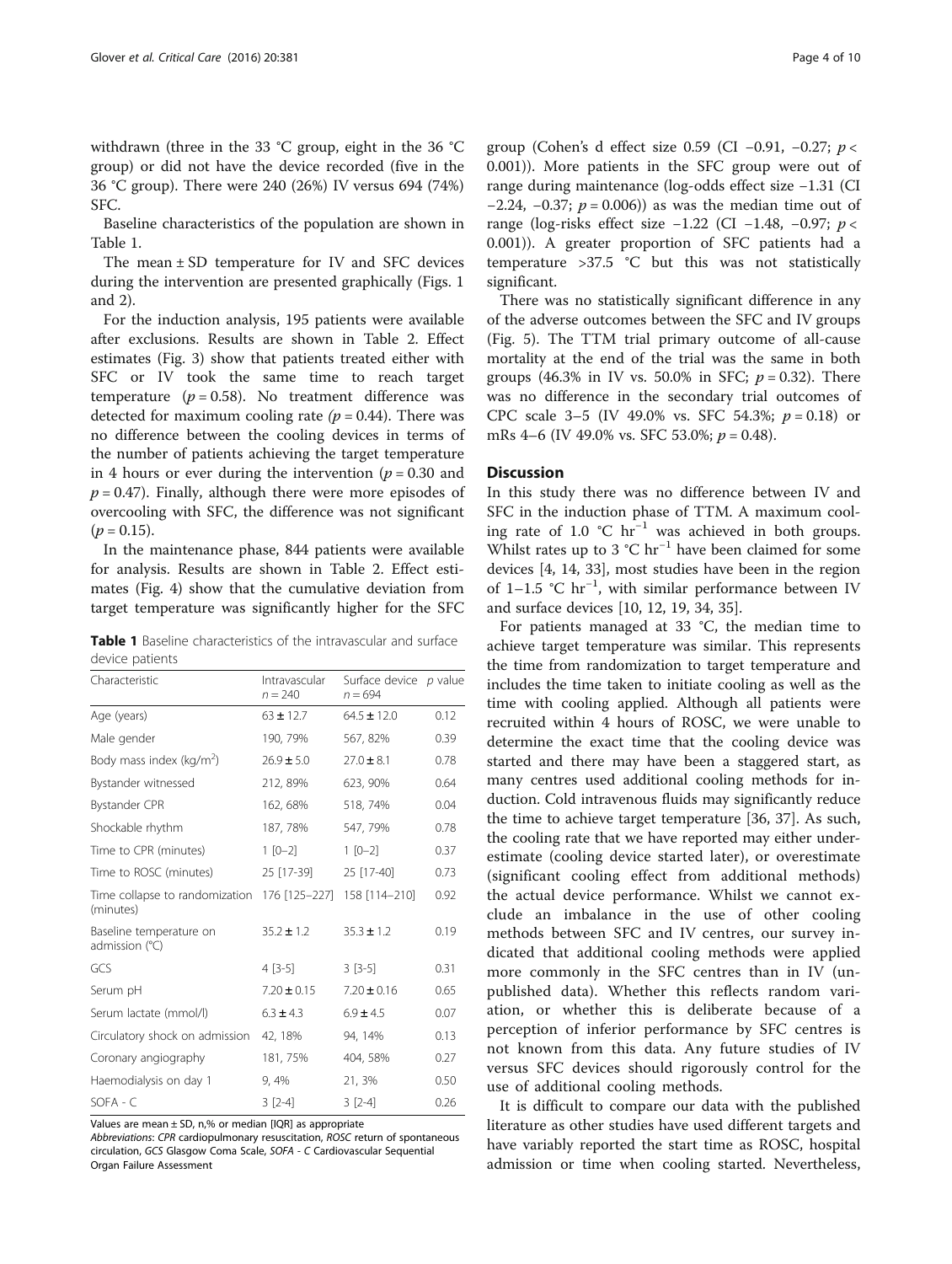withdrawn (three in the 33 °C group, eight in the 36 °C group) or did not have the device recorded (five in the 36 °C group). There were 240 (26%) IV versus 694 (74%) SFC.

Baseline characteristics of the population are shown in Table 1.

The mean ± SD temperature for IV and SFC devices during the intervention are presented graphically (Figs. 1 and 2).

For the induction analysis, 195 patients were available after exclusions. Results are shown in Table 2. Effect estimates (Fig. 3) show that patients treated either with SFC or IV took the same time to reach target temperature ($p = 0.58$). No treatment difference was detected for maximum cooling rate ($p = 0.44$). There was no difference between the cooling devices in terms of the number of patients achieving the target temperature in 4 hours or ever during the intervention ($p = 0.30$ and $p = 0.47$). Finally, although there were more episodes of overcooling with SFC, the difference was not significant ($p = 0.15$).

In the maintenance phase, 844 patients were available for analysis. Results are shown in Table 2. Effect estimates (Fig. 4) show that the cumulative deviation from target temperature was significantly higher for the SFC group (Cohen's d effect size 0.59 (CI −0.91, −0.27; $p < 0.001$)). More patients in the SFC group were out of range during maintenance (log-odds effect size −1.31 (CI −2.24, −0.37; $p = 0.006$)) as was the median time out of range (log-risks effect size −1.22 (CI −1.48, −0.97; $p < 0.001$)). A greater proportion of SFC patients had a temperature >37.5 °C but this was not statistically significant.

There was no statistically significant difference in any of the adverse outcomes between the SFC and IV groups (Fig. 5). The TTM trial primary outcome of all-cause mortality at the end of the trial was the same in both groups (46.3% in IV vs. 50.0% in SFC; $p = 0.32$). There was no difference in the secondary trial outcomes of CPC scale 3–5 (IV 49.0% vs. SFC 54.3%; $p = 0.18$) or mRs 4–6 (IV 49.0% vs. SFC 53.0%; $p = 0.48$).

**Table 1** Baseline characteristics of the intravascular and surface device patients

| Characteristic | Intravascular $n = 240$ | Surface device $n = 694$ | p value |
|---|---|---|---|
| Age (years) | 63 ± 12.7 | 64.5 ± 12.0 | 0.12 |
| Male gender | 190, 79% | 567, 82% | 0.39 |
| Body mass index (kg/m$^2$) | 26.9 ± 5.0 | 27.0 ± 8.1 | 0.78 |
| Bystander witnessed | 212, 89% | 623, 90% | 0.64 |
| Bystander CPR | 162, 68% | 518, 74% | 0.04 |
| Shockable rhythm | 187, 78% | 547, 79% | 0.78 |
| Time to CPR (minutes) | 1 [0–2] | 1 [0–2] | 0.37 |
| Time to ROSC (minutes) | 25 [17-39] | 25 [17-40] | 0.73 |
| Time collapse to randomization (minutes) | 176 [125–227] | 158 [114–210] | 0.92 |
| Baseline temperature on admission (°C) | 35.2 ± 1.2 | 35.3 ± 1.2 | 0.19 |
| GCS | 4 [3-5] | 3 [3-5] | 0.31 |
| Serum pH | 7.20 ± 0.15 | 7.20 ± 0.16 | 0.65 |
| Serum lactate (mmol/l) | 6.3 ± 4.3 | 6.9 ± 4.5 | 0.07 |
| Circulatory shock on admission | 42, 18% | 94, 14% | 0.13 |
| Coronary angiography | 181, 75% | 404, 58% | 0.27 |
| Haemodialysis on day 1 | 9, 4% | 21, 3% | 0.50 |
| SOFA - C | 3 [2-4] | 3 [2-4] | 0.26 |

Values are mean ± SD, n,% or median [IQR] as appropriate

*Abbreviations*: *CPR* cardiopulmonary resuscitation, *ROSC* return of spontaneous circulation, *GCS* Glasgow Coma Scale, *SOFA - C* Cardiovascular Sequential Organ Failure Assessment

## Discussion

In this study there was no difference between IV and SFC in the induction phase of TTM. A maximum cooling rate of 1.0 °C hr$^{-1}$ was achieved in both groups. Whilst rates up to 3 °C hr$^{-1}$ have been claimed for some devices [4, 14, 33], most studies have been in the region of 1–1.5 °C hr$^{-1}$, with similar performance between IV and surface devices [10, 12, 19, 34, 35].

For patients managed at 33 °C, the median time to achieve target temperature was similar. This represents the time from randomization to target temperature and includes the time taken to initiate cooling as well as the time with cooling applied. Although all patients were recruited within 4 hours of ROSC, we were unable to determine the exact time that the cooling device was started and there may have been a staggered start, as many centres used additional cooling methods for induction. Cold intravenous fluids may significantly reduce the time to achieve target temperature [36, 37]. As such, the cooling rate that we have reported may either underestimate (cooling device started later), or overestimate (significant cooling effect from additional methods) the actual device performance. Whilst we cannot exclude an imbalance in the use of other cooling methods between SFC and IV centres, our survey indicated that additional cooling methods were applied more commonly in the SFC centres than in IV (unpublished data). Whether this reflects random variation, or whether this is deliberate because of a perception of inferior performance by SFC centres is not known from this data. Any future studies of IV versus SFC devices should rigorously control for the use of additional cooling methods.

It is difficult to compare our data with the published literature as other studies have used different targets and have variably reported the start time as ROSC, hospital admission or time when cooling started. Nevertheless,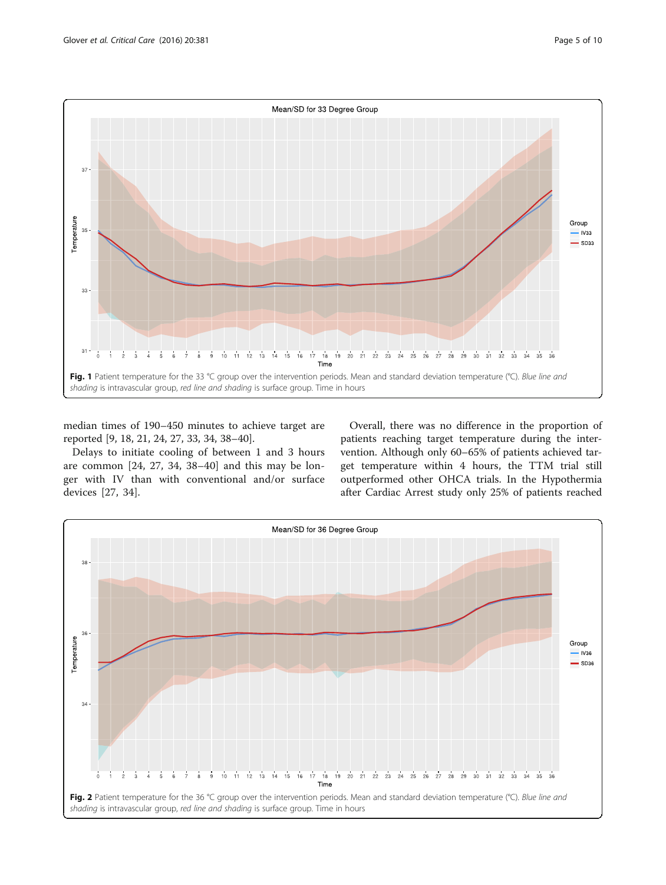**Fig. 1** Patient temperature for the 33 °C group over the intervention periods. Mean and standard deviation temperature (°C). *Blue line and shading* is intravascular group, *red line and shading* is surface group. Time in hours

median times of 190–450 minutes to achieve target are reported [9, 18, 21, 24, 27, 33, 34, 38–40].

Delays to initiate cooling of between 1 and 3 hours are common [24, 27, 34, 38–40] and this may be longer with IV than with conventional and/or surface devices [27, 34].

Overall, there was no difference in the proportion of patients reaching target temperature during the intervention. Although only 60–65% of patients achieved target temperature within 4 hours, the TTM trial still outperformed other OHCA trials. In the Hypothermia after Cardiac Arrest study only 25% of patients reached

**Fig. 2** Patient temperature for the 36 °C group over the intervention periods. Mean and standard deviation temperature (°C). *Blue line and shading* is intravascular group, *red line and shading* is surface group. Time in hours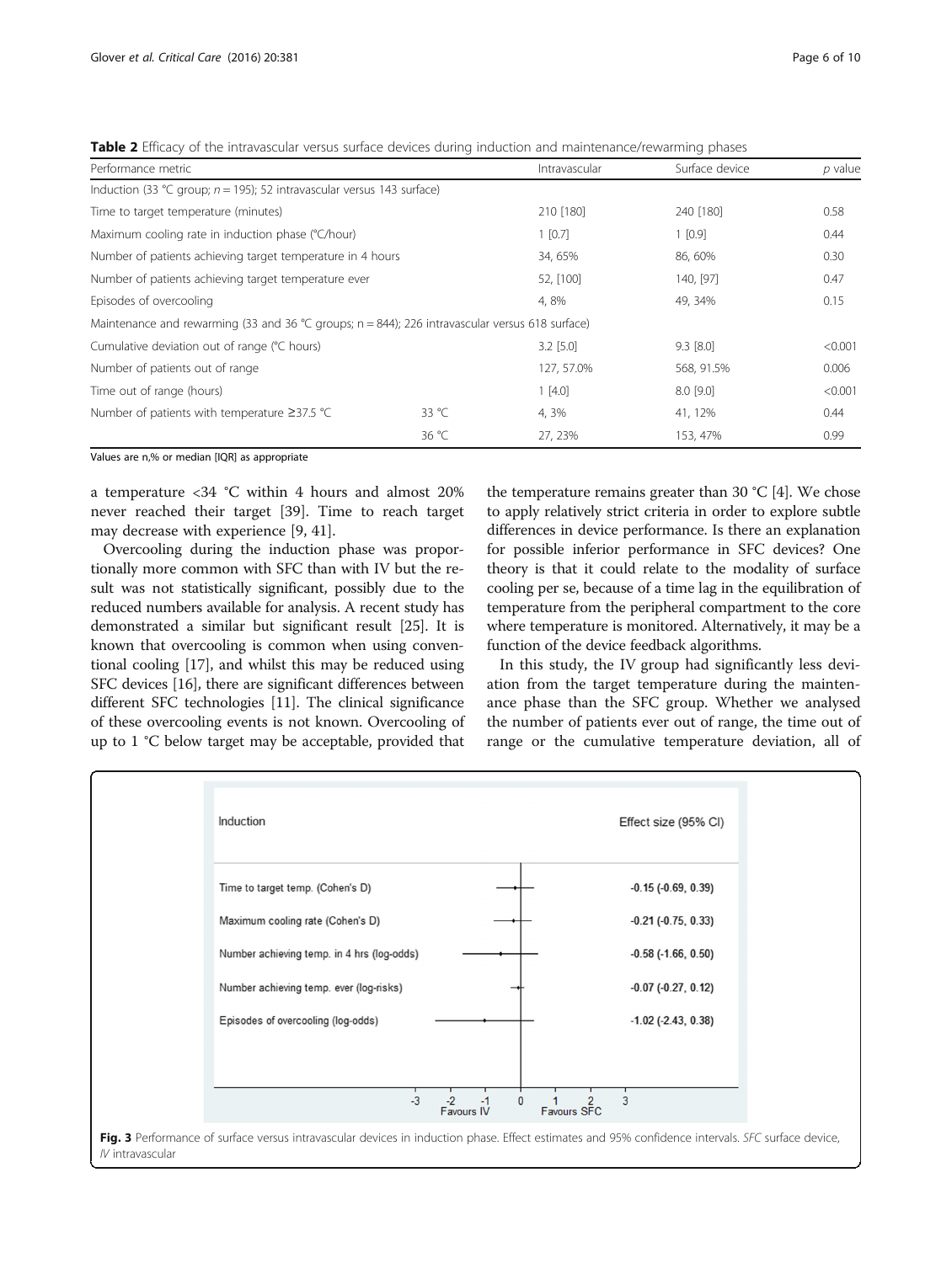**Table 2** Efficacy of the intravascular versus surface devices during induction and maintenance/rewarming phases

| Performance metric | | Intravascular | Surface device | *p* value |
|---|---|---|---|---|
| Induction (33 °C group; *n* = 195); 52 intravascular versus 143 surface) | | | | |
| Time to target temperature (minutes) | | 210 [180] | 240 [180] | 0.58 |
| Maximum cooling rate in induction phase (°C/hour) | | 1 [0.7] | 1 [0.9] | 0.44 |
| Number of patients achieving target temperature in 4 hours | | 34, 65% | 86, 60% | 0.30 |
| Number of patients achieving target temperature ever | | 52, [100] | 140, [97] | 0.47 |
| Episodes of overcooling | | 4, 8% | 49, 34% | 0.15 |
| Maintenance and rewarming (33 and 36 °C groups; n = 844); 226 intravascular versus 618 surface) | | | | |
| Cumulative deviation out of range (°C hours) | | 3.2 [5.0] | 9.3 [8.0] | <0.001 |
| Number of patients out of range | | 127, 57.0% | 568, 91.5% | 0.006 |
| Time out of range (hours) | | 1 [4.0] | 8.0 [9.0] | <0.001 |
| Number of patients with temperature ≥37.5 °C | 33 °C | 4, 3% | 41, 12% | 0.44 |
| | 36 °C | 27, 23% | 153, 47% | 0.99 |

Values are n,% or median [IQR] as appropriate

a temperature <34 °C within 4 hours and almost 20% never reached their target [39]. Time to reach target may decrease with experience [9, 41].

Overcooling during the induction phase was proportionally more common with SFC than with IV but the result was not statistically significant, possibly due to the reduced numbers available for analysis. A recent study has demonstrated a similar but significant result [25]. It is known that overcooling is common when using conventional cooling [17], and whilst this may be reduced using SFC devices [16], there are significant differences between different SFC technologies [11]. The clinical significance of these overcooling events is not known. Overcooling of up to 1 °C below target may be acceptable, provided that the temperature remains greater than 30 °C [4]. We chose to apply relatively strict criteria in order to explore subtle differences in device performance. Is there an explanation for possible inferior performance in SFC devices? One theory is that it could relate to the modality of surface cooling per se, because of a time lag in the equilibration of temperature from the peripheral compartment to the core where temperature is monitored. Alternatively, it may be a function of the device feedback algorithms.

In this study, the IV group had significantly less deviation from the target temperature during the maintenance phase than the SFC group. Whether we analysed the number of patients ever out of range, the time out of range or the cumulative temperature deviation, all of

| Induction | Effect size (95% CI) |
|---|---|
| Time to target temp. (Cohen's D) | -0.15 (-0.69, 0.39) |
| Maximum cooling rate (Cohen's D) | -0.21 (-0.75, 0.33) |
| Number achieving temp. in 4 hrs (log-odds) | -0.58 (-1.66, 0.50) |
| Number achieving temp. ever (log-risks) | -0.07 (-0.27, 0.12) |
| Episodes of overcooling (log-odds) | -1.02 (-2.43, 0.38) |

Favours IV — Favours SFC

**Fig. 3** Performance of surface versus intravascular devices in induction phase. Effect estimates and 95% confidence intervals. *SFC* surface device, *IV* intravascular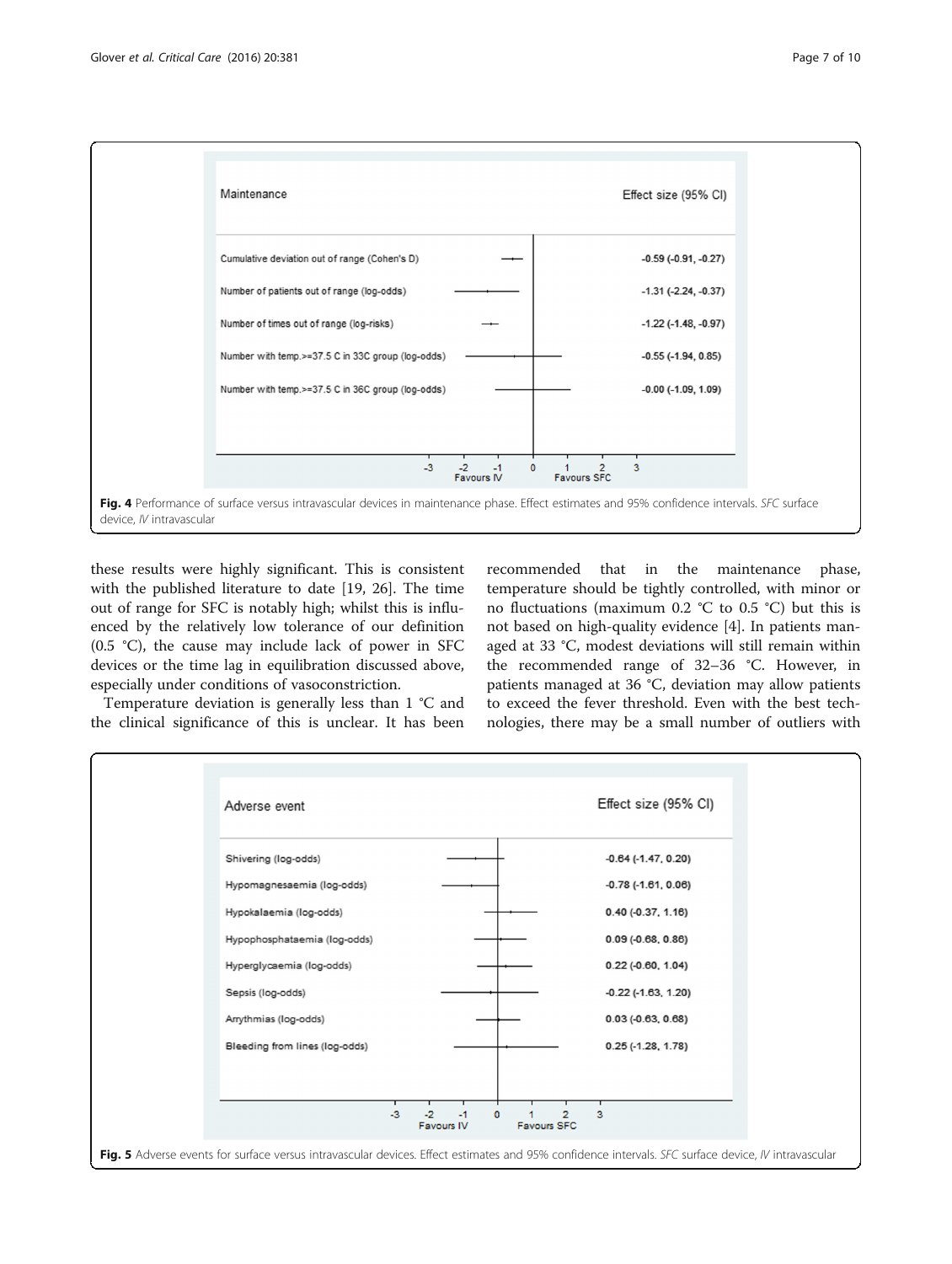| Maintenance | Effect size (95% CI) |
| --- | --- |
| Cumulative deviation out of range (Cohen's D) | -0.59 (-0.91, -0.27) |
| Number of patients out of range (log-odds) | -1.31 (-2.24, -0.37) |
| Number of times out of range (log-risks) | -1.22 (-1.48, -0.97) |
| Number with temp.>=37.5 C in 33C group (log-odds) | -0.55 (-1.94, 0.85) |
| Number with temp.>=37.5 C in 36C group (log-odds) | -0.00 (-1.09, 1.09) |

**Fig. 4** Performance of surface versus intravascular devices in maintenance phase. Effect estimates and 95% confidence intervals. *SFC* surface device, *IV* intravascular

these results were highly significant. This is consistent with the published literature to date [19, 26]. The time out of range for SFC is notably high; whilst this is influenced by the relatively low tolerance of our definition (0.5 °C), the cause may include lack of power in SFC devices or the time lag in equilibration discussed above, especially under conditions of vasoconstriction.

Temperature deviation is generally less than 1 °C and the clinical significance of this is unclear. It has been recommended that in the maintenance phase, temperature should be tightly controlled, with minor or no fluctuations (maximum 0.2 °C to 0.5 °C) but this is not based on high-quality evidence [4]. In patients managed at 33 °C, modest deviations will still remain within the recommended range of 32–36 °C. However, in patients managed at 36 °C, deviation may allow patients to exceed the fever threshold. Even with the best technologies, there may be a small number of outliers with

| Adverse event | Effect size (95% CI) |
| --- | --- |
| Shivering (log-odds) | -0.64 (-1.47, 0.20) |
| Hypomagnesaemia (log-odds) | -0.78 (-1.61, 0.06) |
| Hypokalaemia (log-odds) | 0.40 (-0.37, 1.16) |
| Hypophosphataemia (log-odds) | 0.09 (-0.68, 0.86) |
| Hyperglycaemia (log-odds) | 0.22 (-0.60, 1.04) |
| Sepsis (log-odds) | -0.22 (-1.63, 1.20) |
| Arrythmias (log-odds) | 0.03 (-0.63, 0.68) |
| Bleeding from lines (log-odds) | 0.25 (-1.28, 1.78) |

**Fig. 5** Adverse events for surface versus intravascular devices. Effect estimates and 95% confidence intervals. *SFC* surface device, *IV* intravascular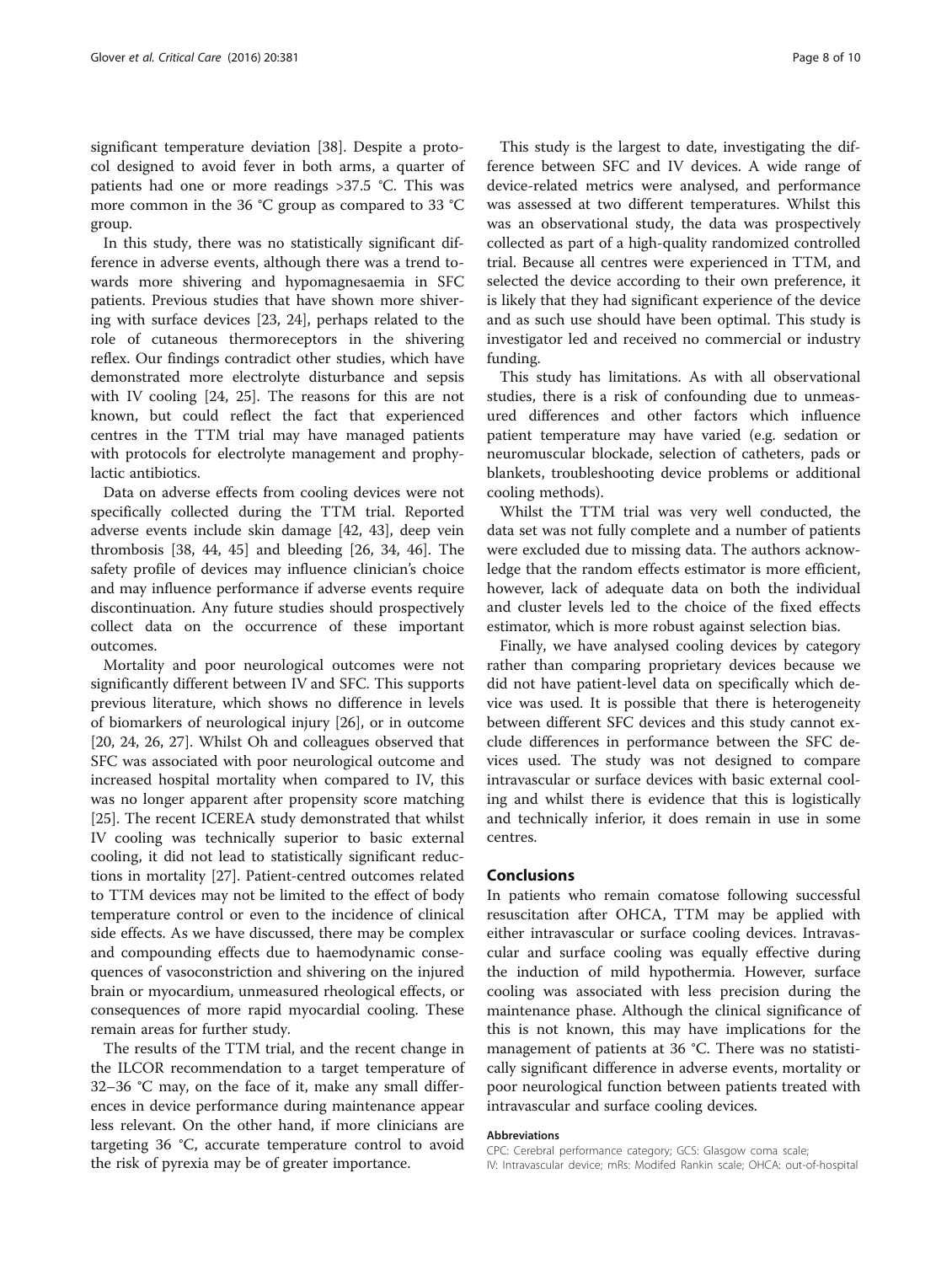significant temperature deviation [38]. Despite a protocol designed to avoid fever in both arms, a quarter of patients had one or more readings >37.5 °C. This was more common in the 36 °C group as compared to 33 °C group.

In this study, there was no statistically significant difference in adverse events, although there was a trend towards more shivering and hypomagnesaemia in SFC patients. Previous studies that have shown more shivering with surface devices [23, 24], perhaps related to the role of cutaneous thermoreceptors in the shivering reflex. Our findings contradict other studies, which have demonstrated more electrolyte disturbance and sepsis with IV cooling [24, 25]. The reasons for this are not known, but could reflect the fact that experienced centres in the TTM trial may have managed patients with protocols for electrolyte management and prophylactic antibiotics.

Data on adverse effects from cooling devices were not specifically collected during the TTM trial. Reported adverse events include skin damage [42, 43], deep vein thrombosis [38, 44, 45] and bleeding [26, 34, 46]. The safety profile of devices may influence clinician's choice and may influence performance if adverse events require discontinuation. Any future studies should prospectively collect data on the occurrence of these important outcomes.

Mortality and poor neurological outcomes were not significantly different between IV and SFC. This supports previous literature, which shows no difference in levels of biomarkers of neurological injury [26], or in outcome [20, 24, 26, 27]. Whilst Oh and colleagues observed that SFC was associated with poor neurological outcome and increased hospital mortality when compared to IV, this was no longer apparent after propensity score matching [25]. The recent ICEREA study demonstrated that whilst IV cooling was technically superior to basic external cooling, it did not lead to statistically significant reductions in mortality [27]. Patient-centred outcomes related to TTM devices may not be limited to the effect of body temperature control or even to the incidence of clinical side effects. As we have discussed, there may be complex and compounding effects due to haemodynamic consequences of vasoconstriction and shivering on the injured brain or myocardium, unmeasured rheological effects, or consequences of more rapid myocardial cooling. These remain areas for further study.

The results of the TTM trial, and the recent change in the ILCOR recommendation to a target temperature of 32–36 °C may, on the face of it, make any small differences in device performance during maintenance appear less relevant. On the other hand, if more clinicians are targeting 36 °C, accurate temperature control to avoid the risk of pyrexia may be of greater importance.

This study is the largest to date, investigating the difference between SFC and IV devices. A wide range of device-related metrics were analysed, and performance was assessed at two different temperatures. Whilst this was an observational study, the data was prospectively collected as part of a high-quality randomized controlled trial. Because all centres were experienced in TTM, and selected the device according to their own preference, it is likely that they had significant experience of the device and as such use should have been optimal. This study is investigator led and received no commercial or industry funding.

This study has limitations. As with all observational studies, there is a risk of confounding due to unmeasured differences and other factors which influence patient temperature may have varied (e.g. sedation or neuromuscular blockade, selection of catheters, pads or blankets, troubleshooting device problems or additional cooling methods).

Whilst the TTM trial was very well conducted, the data set was not fully complete and a number of patients were excluded due to missing data. The authors acknowledge that the random effects estimator is more efficient, however, lack of adequate data on both the individual and cluster levels led to the choice of the fixed effects estimator, which is more robust against selection bias.

Finally, we have analysed cooling devices by category rather than comparing proprietary devices because we did not have patient-level data on specifically which device was used. It is possible that there is heterogeneity between different SFC devices and this study cannot exclude differences in performance between the SFC devices used. The study was not designed to compare intravascular or surface devices with basic external cooling and whilst there is evidence that this is logistically and technically inferior, it does remain in use in some centres.

## Conclusions

In patients who remain comatose following successful resuscitation after OHCA, TTM may be applied with either intravascular or surface cooling devices. Intravascular and surface cooling was equally effective during the induction of mild hypothermia. However, surface cooling was associated with less precision during the maintenance phase. Although the clinical significance of this is not known, this may have implications for the management of patients at 36 °C. There was no statistically significant difference in adverse events, mortality or poor neurological function between patients treated with intravascular and surface cooling devices.

#### Abbreviations

CPC: Cerebral performance category; GCS: Glasgow coma scale; IV: Intravascular device; mRs: Modifed Rankin scale; OHCA: out-of-hospital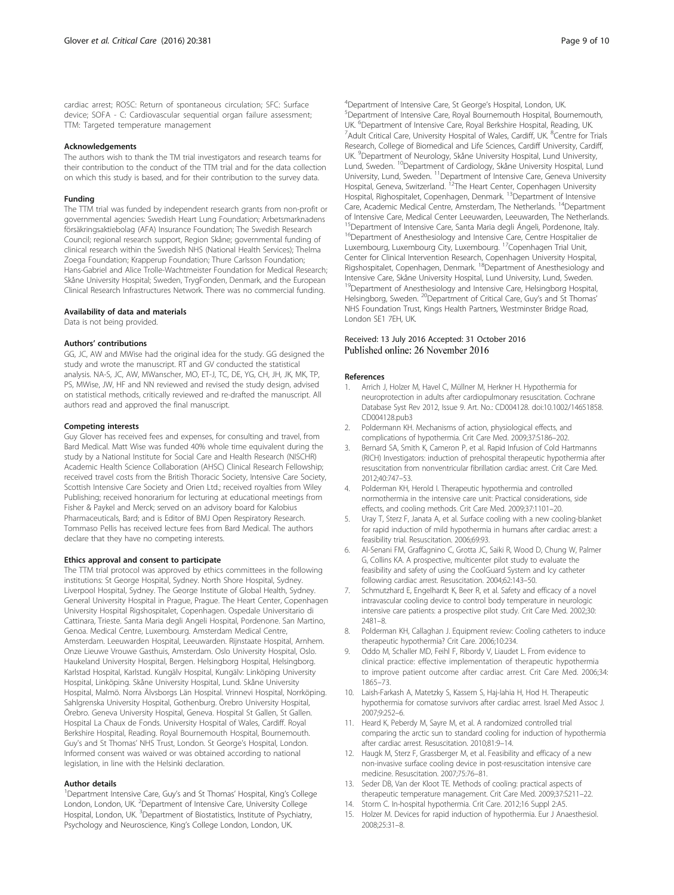cardiac arrest; ROSC: Return of spontaneous circulation; SFC: Surface device; SOFA - C: Cardiovascular sequential organ failure assessment; TTM: Targeted temperature management

### Acknowledgements

The authors wish to thank the TM trial investigators and research teams for their contribution to the conduct of the TTM trial and for the data collection on which this study is based, and for their contribution to the survey data.

### Funding

The TTM trial was funded by independent research grants from non-profit or governmental agencies: Swedish Heart Lung Foundation; Arbetsmarknadens försäkringsaktiebolag (AFA) Insurance Foundation; The Swedish Research Council; regional research support, Region Skåne; governmental funding of clinical research within the Swedish NHS (National Health Services); Thelma Zoega Foundation; Krapperup Foundation; Thure Carlsson Foundation; Hans-Gabriel and Alice Trolle-Wachtmeister Foundation for Medical Research; Skåne University Hospital; Sweden, TrygFonden, Denmark, and the European Clinical Research Infrastructures Network. There was no commercial funding.

### Availability of data and materials

Data is not being provided.

### Authors' contributions

GG, JC, AW and MWise had the original idea for the study. GG designed the study and wrote the manuscript. RT and GV conducted the statistical analysis. NA-S, JC, AW, MWanscher, MO, ET-J, TC, DE, YG, CH, JH, JK, MK, TP, PS, MWise, JW, HF and NN reviewed and revised the study design, advised on statistical methods, critically reviewed and re-drafted the manuscript. All authors read and approved the final manuscript.

### Competing interests

Guy Glover has received fees and expenses, for consulting and travel, from Bard Medical. Matt Wise was funded 40% whole time equivalent during the study by a National Institute for Social Care and Health Research (NISCHR) Academic Health Science Collaboration (AHSC) Clinical Research Fellowship; received travel costs from the British Thoracic Society, Intensive Care Society, Scottish Intensive Care Society and Orien Ltd.; received royalties from Wiley Publishing; received honorarium for lecturing at educational meetings from Fisher & Paykel and Merck; served on an advisory board for Kalobius Pharmaceuticals, Bard; and is Editor of BMJ Open Respiratory Research. Tommaso Pellis has received lecture fees from Bard Medical. The authors declare that they have no competing interests.

### Ethics approval and consent to participate

The TTM trial protocol was approved by ethics committees in the following institutions: St George Hospital, Sydney. North Shore Hospital, Sydney. Liverpool Hospital, Sydney. The George Institute of Global Health, Sydney. General University Hospital in Prague, Prague. The Heart Center, Copenhagen University Hospital Rigshospitalet, Copenhagen. Ospedale Universitario di Cattinara, Trieste. Santa Maria degli Angeli Hospital, Pordenone. San Martino, Genoa. Medical Centre, Luxembourg. Amsterdam Medical Centre, Amsterdam. Leeuwarden Hospital, Leeuwarden. Rijnstaate Hospital, Arnhem. Onze Lieuwe Vrouwe Gasthuis, Amsterdam. Oslo University Hospital, Oslo. Haukeland University Hospital, Bergen. Helsingborg Hospital, Helsingborg. Karlstad Hospital, Karlstad. Kungälv Hospital, Kungälv: Linköping University Hospital, Linköping. Skåne University Hospital, Lund. Skåne University Hospital, Malmö. Norra Älvsborgs Län Hospital. Vrinnevi Hospital, Norrköping. Sahlgrenska University Hospital, Gothenburg. Örebro University Hospital, Örebro. Geneva University Hospital, Geneva. Hospital St Gallen, St Gallen. Hospital La Chaux de Fonds. University Hospital of Wales, Cardiff. Royal Berkshire Hospital, Reading. Royal Bournemouth Hospital, Bournemouth. Guy's and St Thomas' NHS Trust, London. St George's Hospital, London. Informed consent was waived or was obtained according to national legislation, in line with the Helsinki declaration.

### Author details

[1]Department Intensive Care, Guy's and St Thomas' Hospital, King's College London, London, UK. [2]Department of Intensive Care, University College Hospital, London, UK. [3]Department of Biostatistics, Institute of Psychiatry, Psychology and Neuroscience, King's College London, London, UK. [4]Department of Intensive Care, St George's Hospital, London, UK. [5]Department of Intensive Care, Royal Bournemouth Hospital, Bournemouth, UK. [6]Department of Intensive Care, Royal Berkshire Hospital, Reading, UK. [7]Adult Critical Care, University Hospital of Wales, Cardiff, UK. [8]Centre for Trials Research, College of Biomedical and Life Sciences, Cardiff University, Cardiff, UK. [9]Department of Neurology, Skåne University Hospital, Lund University, Lund, Sweden. [10]Department of Cardiology, Skåne University Hospital, Lund University, Lund, Sweden. [11]Department of Intensive Care, Geneva University Hospital, Geneva, Switzerland. [12]The Heart Center, Copenhagen University Hospital, Righospitalet, Copenhagen, Denmark. [13]Department of Intensive Care, Academic Medical Centre, Amsterdam, The Netherlands. [14]Department of Intensive Care, Medical Center Leeuwarden, Leeuwarden, The Netherlands. [15]Department of Intensive Care, Santa Maria degli Ángeli, Pordenone, Italy. [16]Department of Anesthesiology and Intensive Care, Centre Hospitalier de Luxembourg, Luxembourg City, Luxembourg. [17]Copenhagen Trial Unit, Center for Clinical Intervention Research, Copenhagen University Hospital, Rigshospitalet, Copenhagen, Denmark. [18]Department of Anesthesiology and Intensive Care, Skåne University Hospital, Lund University, Lund, Sweden. [19]Department of Anesthesiology and Intensive Care, Helsingborg Hospital, Helsingborg, Sweden. [20]Department of Critical Care, Guy's and St Thomas' NHS Foundation Trust, Kings Health Partners, Westminster Bridge Road, London SE1 7EH, UK.

Received: 13 July 2016 Accepted: 31 October 2016
Published online: 26 November 2016

### References

1. Arrich J, Holzer M, Havel C, Müllner M, Herkner H. Hypothermia for neuroprotection in adults after cardiopulmonary resuscitation. Cochrane Database Syst Rev 2012, Issue 9. Art. No.: CD004128. doi:10.1002/14651858.CD004128.pub3
2. Poldermann KH. Mechanisms of action, physiological effects, and complications of hypothermia. Crit Care Med. 2009;37:S186–202.
3. Bernard SA, Smith K, Cameron P, et al. Rapid Infusion of Cold Hartmanns (RICH) Investigators: induction of prehospital therapeutic hypothermia after resuscitation from nonventricular fibrillation cardiac arrest. Crit Care Med. 2012;40:747–53.
4. Polderman KH, Herold I. Therapeutic hypothermia and controlled normothermia in the intensive care unit: Practical considerations, side effects, and cooling methods. Crit Care Med. 2009;37:1101–20.
5. Uray T, Sterz F, Janata A, et al. Surface cooling with a new cooling-blanket for rapid induction of mild hypothermia in humans after cardiac arrest: a feasibility trial. Resuscitation. 2006;69:93.
6. Al-Senani FM, Graffagnino C, Grotta JC, Saiki R, Wood D, Chung W, Palmer G, Collins KA. A prospective, multicenter pilot study to evaluate the feasibility and safety of using the CoolGuard System and Icy catheter following cardiac arrest. Resuscitation. 2004;62:143–50.
7. Schmutzhard E, Engelhardt K, Beer R, et al. Safety and efficacy of a novel intravascular cooling device to control body temperature in neurologic intensive care patients: a prospective pilot study. Crit Care Med. 2002;30: 2481–8.
8. Polderman KH, Callaghan J. Equipment review: Cooling catheters to induce therapeutic hypothermia? Crit Care. 2006;10:234.
9. Oddo M, Schaller MD, Feihl F, Ribordy V, Liaudet L. From evidence to clinical practice: effective implementation of therapeutic hypothermia to improve patient outcome after cardiac arrest. Crit Care Med. 2006;34: 1865–73.
10. Laish-Farkash A, Matetzky S, Kassem S, Haj-Iahia H, Hod H. Therapeutic hypothermia for comatose survivors after cardiac arrest. Israel Med Assoc J. 2007;9:252–6.
11. Heard K, Peberdy M, Sayre M, et al. A randomized controlled trial comparing the arctic sun to standard cooling for induction of hypothermia after cardiac arrest. Resuscitation. 2010;81:9–14.
12. Haugk M, Sterz F, Grassberger M, et al. Feasibility and efficacy of a new non-invasive surface cooling device in post-resuscitation intensive care medicine. Resuscitation. 2007;75:76–81.
13. Seder DB, Van der Kloot TE. Methods of cooling: practical aspects of therapeutic temperature management. Crit Care Med. 2009;37:S211–22.
14. Storm C. In-hospital hypothermia. Crit Care. 2012;16 Suppl 2:A5.
15. Holzer M. Devices for rapid induction of hypothermia. Eur J Anaesthesiol. 2008;25:31–8.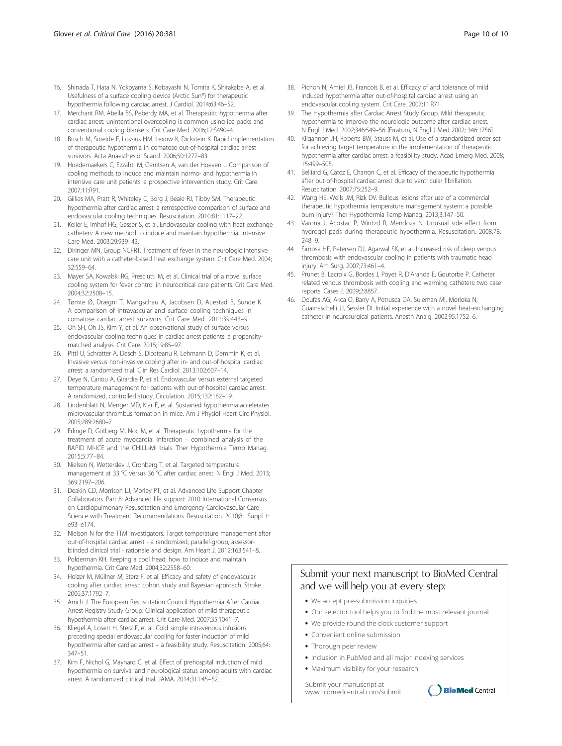16. Shinada T, Hata N, Yokoyama S, Kobayashi N, Tomita K, Shirakabe A, et al. Usefulness of a surface cooling device (Arctic Sun®) for therapeutic hypothermia following cardiac arrest. J Cardiol. 2014;63:46–52.
17. Merchant RM, Abella BS, Peberdy MA, et al. Therapeutic hypothermia after cardiac arrest: unintentional overcooling is common using ice packs and conventional cooling blankets. Crit Care Med. 2006;12:S490–4.
18. Busch M, Soreide E, Lossius HM, Lexow K, Dickstein K. Rapid implementation of therapeutic hypothermia in comatose out-of-hospital cardiac arrest survivors. Acta Anaesthesiol Scand. 2006;50:1277–83.
19. Hoedemaekers C, Ezzahti M, Gerritsen A, van der Hoeven J. Comparison of cooling methods to induce and maintain normo- and hypothermia in intensive care unit patients: a prospective intervention study. Crit Care. 2007;11:R91.
20. Gillies MA, Pratt R, Whiteley C, Borg J, Beale RJ, Tibby SM. Therapeutic hypothermia after cardiac arrest: a retrospective comparison of surface and endovascular cooling techniques. Resuscitation. 2010;81:1117–22.
21. Keller E, Imhof HG, Gasser S, et al. Endovascular cooling with heat exchange catheters: A new method to induce and maintain hypothermia. Intensive Care Med. 2003;29:939–43.
22. Diringer MN, Group NCFRT. Treatment of fever in the neurologic intensive care unit with a catheter-based heat exchange system. Crit Care Med. 2004; 32:559–64.
23. Mayer SA, Kowalski RG, Presciutti M, et al. Clinical trial of a novel surface cooling system for fever control in neurocritical care patients. Crit Care Med. 2004;32:2508–15.
24. Tømte Ø, Drægni T, Mangschau A, Jacobsen D, Auestad B, Sunde K. A comparison of intravascular and surface cooling techniques in comatose cardiac arrest survivors. Crit Care Med. 2011;39:443–9.
25. Oh SH, Oh JS, Kim Y, et al. An observational study of surface versus endovascular cooling techniques in cardiac arrest patients: a propensity-matched analysis. Crit Care. 2015;19:85–97.
26. Pittl U, Schratter A, Desch S, Diosteanu R, Lehmann D, Demmin K, et al. Invasive versus non-invasive cooling after in- and out-of-hospital cardiac arrest: a randomized trial. Clin Res Cardiol. 2013;102:607–14.
27. Deye N, Cariou A, Girardie P, et al. Endovascular versus external targeted temperature management for patients with out-of-hospital cardiac arrest. A randomized, controlled study. Circulation. 2015;132:182–19.
28. Lindenblatt N, Menger MD, Klar E, et al. Sustained hypothermia accelerates microvascular thrombus formation in mice. Am J Physiol Heart Circ Physiol. 2005;289:2680–7.
29. Erlinge D, Götberg M, Noc M, et al. Therapeutic hypothermia for the treatment of acute myocardial infarction – combined analysis of the RAPID MI-ICE and the CHILL-MI trials. Ther Hypothermia Temp Manag. 2015;5:77–84.
30. Nielsen N, Wetterslev J, Cronberg T, et al. Targeted temperature management at 33 °C versus 36 °C after cardiac arrest. N Engl J Med. 2013; 369:2197–206.
31. Deakin CD, Morrison LJ, Morley PT, et al. Advanced Life Support Chapter Collaborators. Part 8: Advanced life support: 2010 International Consensus on Cardiopulmonary Resuscitation and Emergency Cardiovascular Care Science with Treatment Recommendations. Resuscitation. 2010;81 Suppl 1: e93–e174.
32. Nielson N for the TTM investigators. Target temperature management after out-of-hospital cardiac arrest - a randomized, parallel-group, assessor-blinded clinical trial - rationale and design. Am Heart J. 2012;163:541–8.
33. Polderman KH. Keeping a cool head: how to induce and maintain hypothermia. Crit Care Med. 2004;32:2558–60.
34. Holzer M, Müllner M, Sterz F, et al. Efficacy and safety of endovascular cooling after cardiac arrest: cohort study and Bayesian approach. Stroke. 2006;37:1792–7.
35. Arrich J. The European Resuscitation Council Hypothermia After Cardiac Arrest Registry Study Group. Clinical application of mild therapeutic hypothermia after cardiac arrest. Crit Care Med. 2007;35:1041–7.
36. Kliegel A, Losert H, Sterz F, et al. Cold simple intravenous infusions preceding special endovascular cooling for faster induction of mild hypothermia after cardiac arrest – a feasibility study. Resuscitation. 2005;64: 347–51.
37. Kim F, Nichol G, Maynard C, et al. Effect of prehospital induction of mild hypothermia on survival and neurological status among adults with cardiac arrest. A randomized clinical trial. JAMA. 2014;311:45–52.
38. Pichon N, Amiel JB, Francois B, et al. Efficacy of and tolerance of mild induced hypothermia after out-of-hospital cardiac arrest using an endovascular cooling system. Crit Care. 2007;11:R71.
39. The Hypothermia after Cardiac Arrest Study Group. Mild therapeutic hypothermia to improve the neurologic outcome after cardiac arrest. N Engl J Med. 2002;346:549–56 [Erratum, N Engl J Med 2002; 346:1756].
40. Kilgannon JH, Roberts BW, Stauss M, et al. Use of a standardized order set for achieving target temperature in the implementation of therapeutic hypothermia after cardiac arrest: a feasibility study. Acad Emerg Med. 2008; 15:499–505.
41. Belliard G, Catez E, Charron C, et al. Efficacy of therapeutic hypothermia after out-of-hospital cardiac arrest due to ventricular fibrillation. Resuscitation. 2007;75:252–9.
42. Wang HE, Wells JM, Rizk DV. Bullous lesions after use of a commercial therapeutic hypothermia temperature management system: a possible burn injury? Ther Hypothermia Temp Manag. 2013;3:147–50.
43. Varona J, Acostac P, Wintzd R, Mendoza N. Unusual side effect from hydrogel pads during therapeutic hypothermia. Resuscitation. 2008;78: 248–9.
44. Simosa HF, Petersen DJ, Agarwal SK, et al. Increased risk of deep venous thrombosis with endovascular cooling in patients with traumatic head injury. Am Surg. 2007;73:461–4.
45. Prunet B, Lacroix G, Bordes J, Poyet R, D'Aranda E, Goutorbe P. Catheter related venous thrombosis with cooling and warming catheters: two case reports. Cases J. 2009;2:8857.
46. Doufas AG, Akca O, Barry A, Petrusca DA, Suleman MI, Morioka N, Guarnaschelli JJ, Sessler DI. Initial experience with a novel heat-exchanging catheter in neurosurgical patients. Anesth Analg. 2002;95:1752–6.

Submit your next manuscript to BioMed Central and we will help you at every step:

- We accept pre-submission inquiries
- Our selector tool helps you to find the most relevant journal
- We provide round the clock customer support
- Convenient online submission
- Thorough peer review
- Inclusion in PubMed and all major indexing services
- Maximum visibility for your research

Submit your manuscript at www.biomedcentral.com/submit

BioMed Central